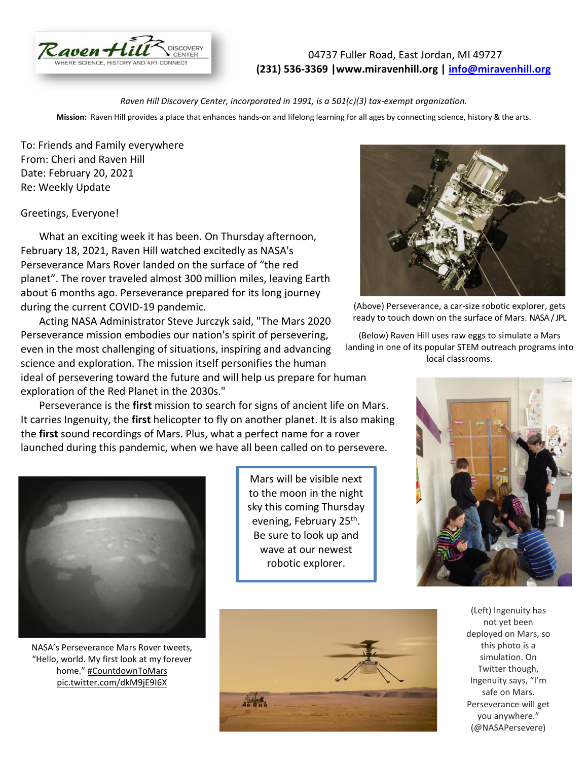Raven Hill DISCOVERY CENTER
WHERE SCIENCE, HISTORY AND ART CONNECT

04737 Fuller Road, East Jordan, MI 49727
**(231) 536-3369 |www.miravenhill.org | info@miravenhill.org**

*Raven Hill Discovery Center, incorporated in 1991, is a 501(c)(3) tax-exempt organization.*

**Mission:** Raven Hill provides a place that enhances hands-on and lifelong learning for all ages by connecting science, history & the arts.

To: Friends and Family everywhere
From: Cheri and Raven Hill
Date: February 20, 2021
Re: Weekly Update

Greetings, Everyone!

What an exciting week it has been. On Thursday afternoon, February 18, 2021, Raven Hill watched excitedly as NASA's Perseverance Mars Rover landed on the surface of "the red planet". The rover traveled almost 300 million miles, leaving Earth about 6 months ago. Perseverance prepared for its long journey during the current COVID-19 pandemic.

Acting NASA Administrator Steve Jurczyk said, "The Mars 2020 Perseverance mission embodies our nation's spirit of persevering, even in the most challenging of situations, inspiring and advancing science and exploration. The mission itself personifies the human ideal of persevering toward the future and will help us prepare for human exploration of the Red Planet in the 2030s."

Perseverance is the **first** mission to search for signs of ancient life on Mars. It carries Ingenuity, the **first** helicopter to fly on another planet. It is also making the **first** sound recordings of Mars. Plus, what a perfect name for a rover launched during this pandemic, when we have all been called on to persevere.

(Above) Perseverance, a car-size robotic explorer, gets ready to touch down on the surface of Mars. NASA / JPL

(Below) Raven Hill uses raw eggs to simulate a Mars landing in one of its popular STEM outreach programs into local classrooms.

Mars will be visible next to the moon in the night sky this coming Thursday evening, February 25th. Be sure to look up and wave at our newest robotic explorer.

NASA's Perseverance Mars Rover tweets, "Hello, world. My first look at my forever home." #CountdownToMars pic.twitter.com/dkM9jE9I6X

(Left) Ingenuity has not yet been deployed on Mars, so this photo is a simulation. On Twitter though, Ingenuity says, "I'm safe on Mars. Perseverance will get you anywhere." (@NASAPersevere)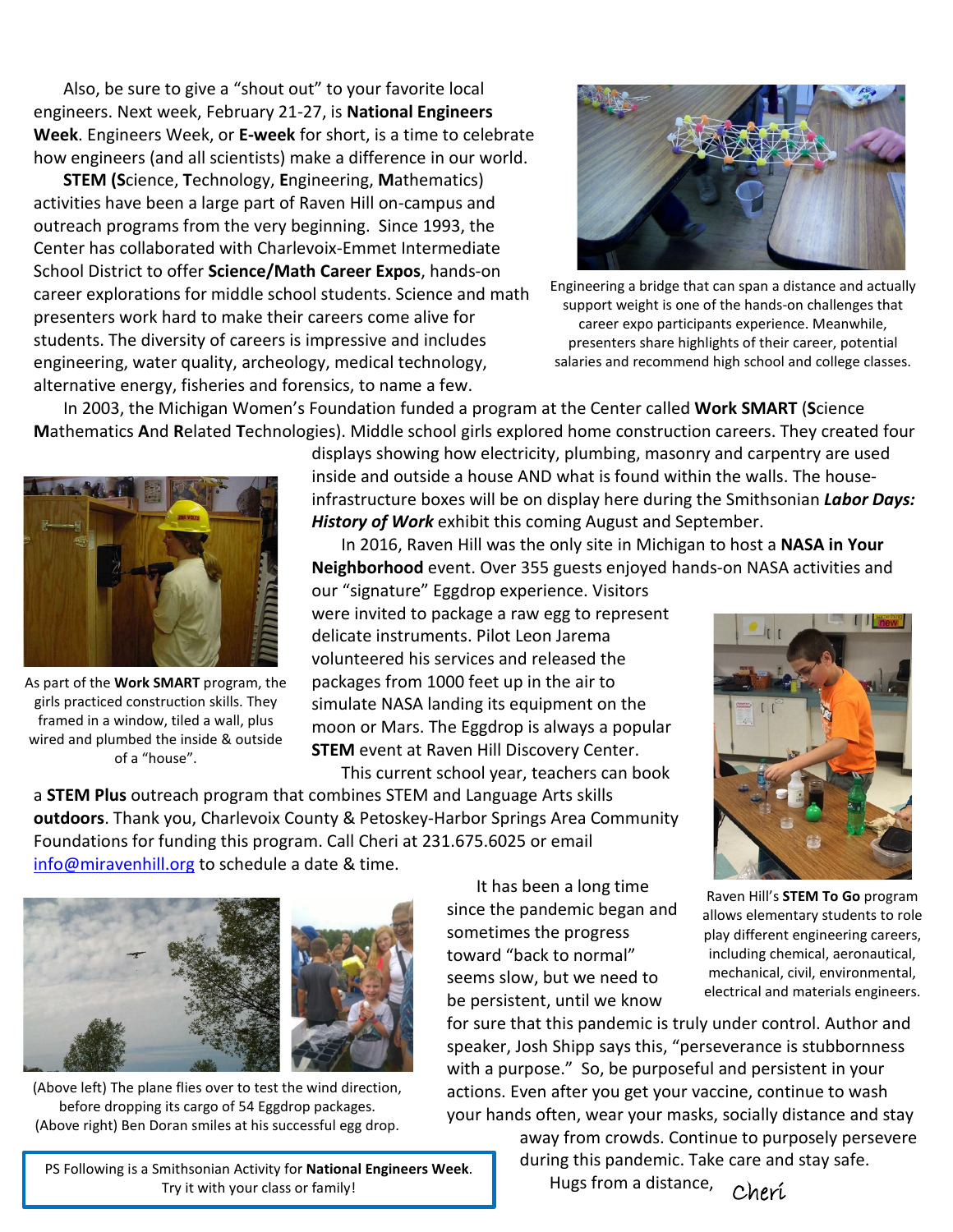Also, be sure to give a "shout out" to your favorite local engineers. Next week, February 21-27, is **National Engineers Week**. Engineers Week, or **E-week** for short, is a time to celebrate how engineers (and all scientists) make a difference in our world.

**STEM (S**cience, **T**echnology, **E**ngineering, **M**athematics) activities have been a large part of Raven Hill on-campus and outreach programs from the very beginning. Since 1993, the Center has collaborated with Charlevoix-Emmet Intermediate School District to offer **Science/Math Career Expos**, hands-on career explorations for middle school students. Science and math presenters work hard to make their careers come alive for students. The diversity of careers is impressive and includes engineering, water quality, archeology, medical technology, alternative energy, fisheries and forensics, to name a few.

Engineering a bridge that can span a distance and actually support weight is one of the hands-on challenges that career expo participants experience. Meanwhile, presenters share highlights of their career, potential salaries and recommend high school and college classes.

In 2003, the Michigan Women's Foundation funded a program at the Center called **Work SMART** (**S**cience **M**athematics **A**nd **R**elated **T**echnologies). Middle school girls explored home construction careers. They created four displays showing how electricity, plumbing, masonry and carpentry are used inside and outside a house AND what is found within the walls. The house-infrastructure boxes will be on display here during the Smithsonian ***Labor Days: History of Work*** exhibit this coming August and September.

As part of the **Work SMART** program, the girls practiced construction skills. They framed in a window, tiled a wall, plus wired and plumbed the inside & outside of a "house".

In 2016, Raven Hill was the only site in Michigan to host a **NASA in Your Neighborhood** event. Over 355 guests enjoyed hands-on NASA activities and our "signature" Eggdrop experience. Visitors were invited to package a raw egg to represent delicate instruments. Pilot Leon Jarema volunteered his services and released the packages from 1000 feet up in the air to simulate NASA landing its equipment on the moon or Mars. The Eggdrop is always a popular **STEM** event at Raven Hill Discovery Center.

This current school year, teachers can book a **STEM Plus** outreach program that combines STEM and Language Arts skills **outdoors**. Thank you, Charlevoix County & Petoskey-Harbor Springs Area Community Foundations for funding this program. Call Cheri at 231.675.6025 or email info@miravenhill.org to schedule a date & time.

Raven Hill's **STEM To Go** program allows elementary students to role play different engineering careers, including chemical, aeronautical, mechanical, civil, environmental, electrical and materials engineers.

(Above left) The plane flies over to test the wind direction, before dropping its cargo of 54 Eggdrop packages. (Above right) Ben Doran smiles at his successful egg drop.

It has been a long time since the pandemic began and sometimes the progress toward "back to normal" seems slow, but we need to be persistent, until we know for sure that this pandemic is truly under control. Author and speaker, Josh Shipp says this, "perseverance is stubbornness with a purpose." So, be purposeful and persistent in your actions. Even after you get your vaccine, continue to wash your hands often, wear your masks, socially distance and stay away from crowds. Continue to purposely persevere during this pandemic. Take care and stay safe.

Hugs from a distance, Cheri

PS Following is a Smithsonian Activity for **National Engineers Week**. Try it with your class or family!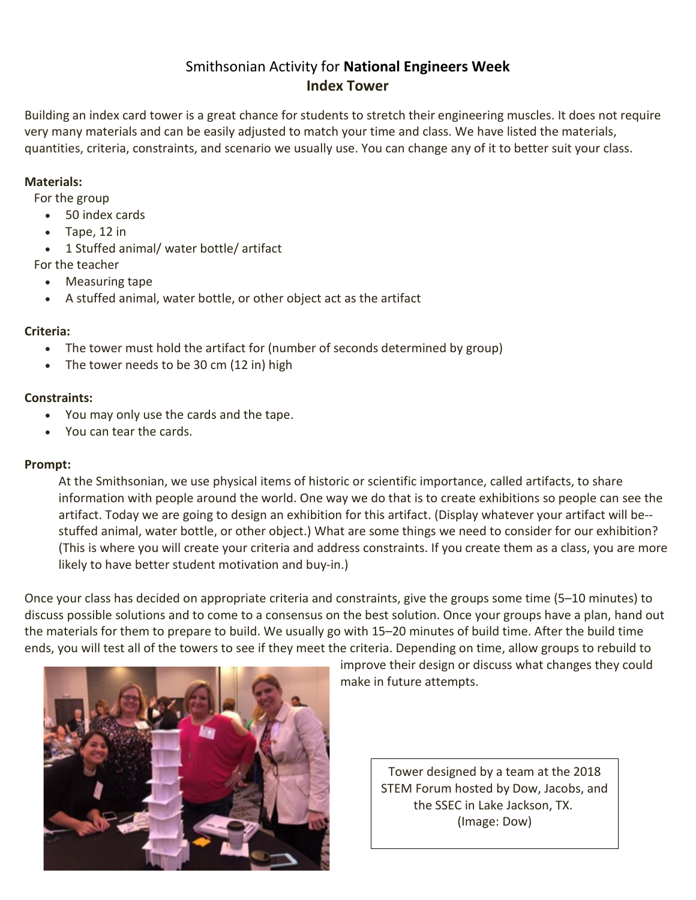# Smithsonian Activity for **National Engineers Week**
## Index Tower

Building an index card tower is a great chance for students to stretch their engineering muscles. It does not require very many materials and can be easily adjusted to match your time and class. We have listed the materials, quantities, criteria, constraints, and scenario we usually use. You can change any of it to better suit your class.

**Materials:**

For the group

- 50 index cards
- Tape, 12 in
- 1 Stuffed animal/ water bottle/ artifact

For the teacher

- Measuring tape
- A stuffed animal, water bottle, or other object act as the artifact

**Criteria:**

- The tower must hold the artifact for (number of seconds determined by group)
- The tower needs to be 30 cm (12 in) high

**Constraints:**

- You may only use the cards and the tape.
- You can tear the cards.

**Prompt:**

At the Smithsonian, we use physical items of historic or scientific importance, called artifacts, to share information with people around the world. One way we do that is to create exhibitions so people can see the artifact. Today we are going to design an exhibition for this artifact. (Display whatever your artifact will be--stuffed animal, water bottle, or other object.) What are some things we need to consider for our exhibition? (This is where you will create your criteria and address constraints. If you create them as a class, you are more likely to have better student motivation and buy-in.)

Once your class has decided on appropriate criteria and constraints, give the groups some time (5–10 minutes) to discuss possible solutions and to come to a consensus on the best solution. Once your groups have a plan, hand out the materials for them to prepare to build. We usually go with 15–20 minutes of build time. After the build time ends, you will test all of the towers to see if they meet the criteria. Depending on time, allow groups to rebuild to improve their design or discuss what changes they could make in future attempts.

Tower designed by a team at the 2018 STEM Forum hosted by Dow, Jacobs, and the SSEC in Lake Jackson, TX. (Image: Dow)